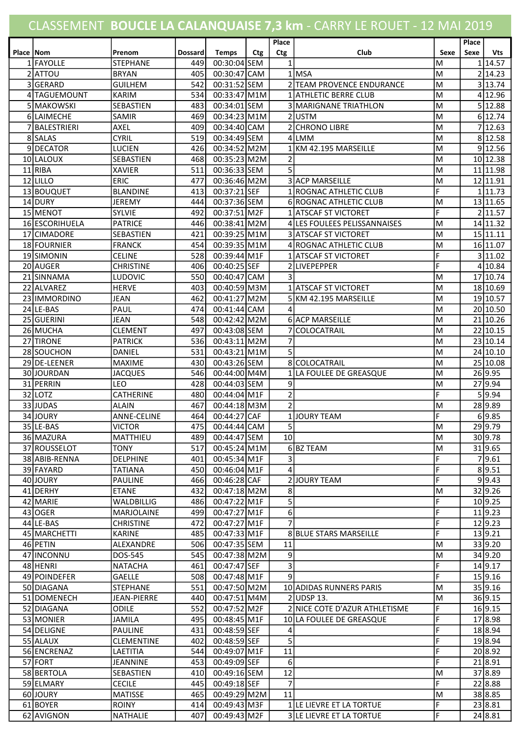# CLASSEMENT **BOUCLE LA CALANQUAISE 7,3 km** - CARRY LE ROUET - 12 MAI 2019

| Place | Nom | Prenom | Dossard | Temps | Ctg | Place Ctg | Club | Sexe | Place Sexe | Vts |
|---|---|---|---|---|---|---|---|---|---|---|
| 1 | FAYOLLE | STEPHANE | 449 | 00:30:04 | SEM | 1 | | M | 1 | 14.57 |
| 2 | ATTOU | BRYAN | 405 | 00:30:47 | CAM | 1 | MSA | M | 2 | 14.23 |
| 3 | GERARD | GUILHEM | 542 | 00:31:52 | SEM | 2 | TEAM PROVENCE ENDURANCE | M | 3 | 13.74 |
| 4 | TAGUEMOUNT | KARIM | 534 | 00:33:47 | M1M | 1 | ATHLETIC BERRE CLUB | M | 4 | 12.96 |
| 5 | MAKOWSKI | SEBASTIEN | 483 | 00:34:01 | SEM | 3 | MARIGNANE TRIATHLON | M | 5 | 12.88 |
| 6 | LAIMECHE | SAMIR | 469 | 00:34:23 | M1M | 2 | USTM | M | 6 | 12.74 |
| 7 | BALESTRIERI | AXEL | 409 | 00:34:40 | CAM | 2 | CHRONO LIBRE | M | 7 | 12.63 |
| 8 | SALAS | CYRIL | 519 | 00:34:49 | SEM | 4 | LMM | M | 8 | 12.58 |
| 9 | DECATOR | LUCIEN | 426 | 00:34:52 | M2M | 1 | KM 42.195 MARSEILLE | M | 9 | 12.56 |
| 10 | LALOUX | SEBASTIEN | 468 | 00:35:23 | M2M | 2 | | M | 10 | 12.38 |
| 11 | RIBA | XAVIER | 511 | 00:36:33 | SEM | 5 | | M | 11 | 11.98 |
| 12 | LILLO | ERIC | 477 | 00:36:46 | M2M | 3 | ACP MARSEILLE | M | 12 | 11.91 |
| 13 | BOUQUET | BLANDINE | 413 | 00:37:21 | SEF | 1 | ROGNAC ATHLETIC CLUB | F | 1 | 11.73 |
| 14 | DURY | JEREMY | 444 | 00:37:36 | SEM | 6 | ROGNAC ATHLETIC CLUB | M | 13 | 11.65 |
| 15 | MENOT | SYLVIE | 492 | 00:37:51 | M2F | 1 | ATSCAF ST VICTORET | F | 2 | 11.57 |
| 16 | ESCORIHUELA | PATRICE | 446 | 00:38:41 | M2M | 4 | LES FOULEES PELISSANNAISES | M | 14 | 11.32 |
| 17 | CIMADORE | SEBASTIEN | 421 | 00:39:25 | M1M | 3 | ATSCAF ST VICTORET | M | 15 | 11.11 |
| 18 | FOURNIER | FRANCK | 454 | 00:39:35 | M1M | 4 | ROGNAC ATHLETIC CLUB | M | 16 | 11.07 |
| 19 | SIMONIN | CELINE | 528 | 00:39:44 | M1F | 1 | ATSCAF ST VICTORET | F | 3 | 11.02 |
| 20 | AUGER | CHRISTINE | 406 | 00:40:25 | SEF | 2 | LIVEPEPPER | F | 4 | 10.84 |
| 21 | SINNAMA | LUDOVIC | 550 | 00:40:47 | CAM | 3 | | M | 17 | 10.74 |
| 22 | ALVAREZ | HERVE | 403 | 00:40:59 | M3M | 1 | ATSCAF ST VICTORET | M | 18 | 10.69 |
| 23 | IMMORDINO | JEAN | 462 | 00:41:27 | M2M | 5 | KM 42.195 MARSEILLE | M | 19 | 10.57 |
| 24 | LE-BAS | PAUL | 474 | 00:41:44 | CAM | 4 | | M | 20 | 10.50 |
| 25 | GUERINI | JEAN | 548 | 00:42:42 | M2M | 6 | ACP MARSEILLE | M | 21 | 10.26 |
| 26 | MUCHA | CLEMENT | 497 | 00:43:08 | SEM | 7 | COLOCATRAIL | M | 22 | 10.15 |
| 27 | TIRONE | PATRICK | 536 | 00:43:11 | M2M | 7 | | M | 23 | 10.14 |
| 28 | SOUCHON | DANIEL | 531 | 00:43:21 | M1M | 5 | | M | 24 | 10.10 |
| 29 | DE-LEENER | MAXIME | 430 | 00:43:26 | SEM | 8 | COLOCATRAIL | M | 25 | 10.08 |
| 30 | JOURDAN | JACQUES | 546 | 00:44:00 | M4M | 1 | LA FOULEE DE GREASQUE | M | 26 | 9.95 |
| 31 | PERRIN | LEO | 428 | 00:44:03 | SEM | 9 | | M | 27 | 9.94 |
| 32 | LOTZ | CATHERINE | 480 | 00:44:04 | M1F | 2 | | F | 5 | 9.94 |
| 33 | JUDAS | ALAIN | 467 | 00:44:18 | M3M | 2 | | M | 28 | 9.89 |
| 34 | JOURY | ANNE-CELINE | 464 | 00:44:27 | CAF | 1 | JOURY TEAM | F | 6 | 9.85 |
| 35 | LE-BAS | VICTOR | 475 | 00:44:44 | CAM | 5 | | M | 29 | 9.79 |
| 36 | MAZURA | MATTHIEU | 489 | 00:44:47 | SEM | 10 | | M | 30 | 9.78 |
| 37 | ROUSSELOT | TONY | 517 | 00:45:24 | M1M | 6 | BZ TEAM | M | 31 | 9.65 |
| 38 | ABIB-RENNA | DELPHINE | 401 | 00:45:34 | M1F | 3 | | F | 7 | 9.61 |
| 39 | FAYARD | TATIANA | 450 | 00:46:04 | M1F | 4 | | F | 8 | 9.51 |
| 40 | JOURY | PAULINE | 466 | 00:46:28 | CAF | 2 | JOURY TEAM | F | 9 | 9.43 |
| 41 | DERHY | ETANE | 432 | 00:47:18 | M2M | 8 | | M | 32 | 9.26 |
| 42 | MARIE | WALDBILLIG | 486 | 00:47:22 | M1F | 5 | | F | 10 | 9.25 |
| 43 | OGER | MARJOLAINE | 499 | 00:47:27 | M1F | 6 | | F | 11 | 9.23 |
| 44 | LE-BAS | CHRISTINE | 472 | 00:47:27 | M1F | 7 | | F | 12 | 9.23 |
| 45 | MARCHETTI | KARINE | 485 | 00:47:33 | M1F | 8 | BLUE STARS MARSEILLE | F | 13 | 9.21 |
| 46 | PETIN | ALEXANDRE | 506 | 00:47:35 | SEM | 11 | | M | 33 | 9.20 |
| 47 | INCONNU | DOS-545 | 545 | 00:47:38 | M2M | 9 | | M | 34 | 9.20 |
| 48 | HENRI | NATACHA | 461 | 00:47:47 | SEF | 3 | | F | 14 | 9.17 |
| 49 | POINDEFER | GAELLE | 508 | 00:47:48 | M1F | 9 | | F | 15 | 9.16 |
| 50 | DIAGANA | STEPHANE | 551 | 00:47:50 | M2M | 10 | ADIDAS RUNNERS PARIS | M | 35 | 9.16 |
| 51 | DOMENECH | JEAN-PIERRE | 440 | 00:47:51 | M4M | 2 | UDSP 13. | M | 36 | 9.15 |
| 52 | DIAGANA | ODILE | 552 | 00:47:52 | M2F | 2 | NICE COTE D'AZUR ATHLETISME | F | 16 | 9.15 |
| 53 | MONIER | JAMILA | 495 | 00:48:45 | M1F | 10 | LA FOULEE DE GREASQUE | F | 17 | 8.98 |
| 54 | DELIGNE | PAULINE | 431 | 00:48:59 | SEF | 4 | | F | 18 | 8.94 |
| 55 | ALAUX | CLEMENTINE | 402 | 00:48:59 | SEF | 5 | | F | 19 | 8.94 |
| 56 | ENCRENAZ | LAETITIA | 544 | 00:49:07 | M1F | 11 | | F | 20 | 8.92 |
| 57 | FORT | JEANNINE | 453 | 00:49:09 | SEF | 6 | | F | 21 | 8.91 |
| 58 | BERTOLA | SEBASTIEN | 410 | 00:49:16 | SEM | 12 | | M | 37 | 8.89 |
| 59 | ELMARY | CECILE | 445 | 00:49:18 | SEF | 7 | | F | 22 | 8.88 |
| 60 | JOURY | MATISSE | 465 | 00:49:29 | M2M | 11 | | M | 38 | 8.85 |
| 61 | BOYER | ROINY | 414 | 00:49:43 | M3F | 1 | LE LIEVRE ET LA TORTUE | F | 23 | 8.81 |
| 62 | AVIGNON | NATHALIE | 407 | 00:49:43 | M2F | 3 | LE LIEVRE ET LA TORTUE | F | 24 | 8.81 |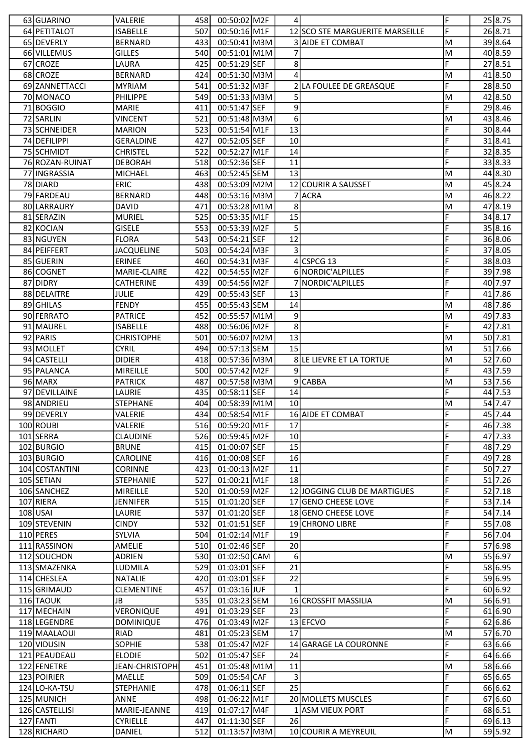| | | | | | | | | | |
|---|---|---|---|---|---|---|---|---|---|
| 63 | GUARINO | VALERIE | 458 | 00:50:02 | M2F | 4 | | F | 25 | 8.75 |
| 64 | PETITALOT | ISABELLE | 507 | 00:50:16 | M1F | 12 | SCO STE MARGUERITE MARSEILLE | F | 26 | 8.71 |
| 65 | DEVERLY | BERNARD | 433 | 00:50:41 | M3M | 3 | AIDE ET COMBAT | M | 39 | 8.64 |
| 66 | VILLEMUS | GILLES | 540 | 00:51:01 | M1M | 7 | | M | 40 | 8.59 |
| 67 | CROZE | LAURA | 425 | 00:51:29 | SEF | 8 | | F | 27 | 8.51 |
| 68 | CROZE | BERNARD | 424 | 00:51:30 | M3M | 4 | | M | 41 | 8.50 |
| 69 | ZANNETTACCI | MYRIAM | 541 | 00:51:32 | M3F | 2 | LA FOULEE DE GREASQUE | F | 28 | 8.50 |
| 70 | MONACO | PHILIPPE | 549 | 00:51:33 | M3M | 5 | | M | 42 | 8.50 |
| 71 | BOGGIO | MARIE | 411 | 00:51:47 | SEF | 9 | | F | 29 | 8.46 |
| 72 | SARLIN | VINCENT | 521 | 00:51:48 | M3M | 6 | | M | 43 | 8.46 |
| 73 | SCHNEIDER | MARION | 523 | 00:51:54 | M1F | 13 | | F | 30 | 8.44 |
| 74 | DEFILIPPI | GERALDINE | 427 | 00:52:05 | SEF | 10 | | F | 31 | 8.41 |
| 75 | SCHMIDT | CHRISTEL | 522 | 00:52:27 | M1F | 14 | | F | 32 | 8.35 |
| 76 | ROZAN-RUINAT | DEBORAH | 518 | 00:52:36 | SEF | 11 | | F | 33 | 8.33 |
| 77 | INGRASSIA | MICHAEL | 463 | 00:52:45 | SEM | 13 | | M | 44 | 8.30 |
| 78 | DIARD | ERIC | 438 | 00:53:09 | M2M | 12 | COURIR A SAUSSET | M | 45 | 8.24 |
| 79 | FARDEAU | BERNARD | 448 | 00:53:16 | M3M | 7 | ACRA | M | 46 | 8.22 |
| 80 | LARRAURY | DAVID | 471 | 00:53:28 | M1M | 8 | | M | 47 | 8.19 |
| 81 | SERAZIN | MURIEL | 525 | 00:53:35 | M1F | 15 | | F | 34 | 8.17 |
| 82 | KOCIAN | GISELE | 553 | 00:53:39 | M2F | 5 | | F | 35 | 8.16 |
| 83 | NGUYEN | FLORA | 543 | 00:54:21 | SEF | 12 | | F | 36 | 8.06 |
| 84 | PEIFFERT | JACQUELINE | 503 | 00:54:24 | M3F | 3 | | F | 37 | 8.05 |
| 85 | GUERIN | ERINEE | 460 | 00:54:31 | M3F | 4 | CSPCG 13 | F | 38 | 8.03 |
| 86 | COGNET | MARIE-CLAIRE | 422 | 00:54:55 | M2F | 6 | NORDIC'ALPILLES | F | 39 | 7.98 |
| 87 | DIDRY | CATHERINE | 439 | 00:54:56 | M2F | 7 | NORDIC'ALPILLES | F | 40 | 7.97 |
| 88 | DELAITRE | JULIE | 429 | 00:55:43 | SEF | 13 | | F | 41 | 7.86 |
| 89 | GHILAS | FENDY | 455 | 00:55:43 | SEM | 14 | | M | 48 | 7.86 |
| 90 | FERRATO | PATRICE | 452 | 00:55:57 | M1M | 9 | | M | 49 | 7.83 |
| 91 | MAUREL | ISABELLE | 488 | 00:56:06 | M2F | 8 | | F | 42 | 7.81 |
| 92 | PARIS | CHRISTOPHE | 501 | 00:56:07 | M2M | 13 | | M | 50 | 7.81 |
| 93 | MOLLET | CYRIL | 494 | 00:57:13 | SEM | 15 | | M | 51 | 7.66 |
| 94 | CASTELLI | DIDIER | 418 | 00:57:36 | M3M | 8 | LE LIEVRE ET LA TORTUE | M | 52 | 7.60 |
| 95 | PALANCA | MIREILLE | 500 | 00:57:42 | M2F | 9 | | F | 43 | 7.59 |
| 96 | MARX | PATRICK | 487 | 00:57:58 | M3M | 9 | CABBA | M | 53 | 7.56 |
| 97 | DEVILLAINE | LAURIE | 435 | 00:58:11 | SEF | 14 | | F | 44 | 7.53 |
| 98 | ANDRIEU | STEPHANE | 404 | 00:58:39 | M1M | 10 | | M | 54 | 7.47 |
| 99 | DEVERLY | VALERIE | 434 | 00:58:54 | M1F | 16 | AIDE ET COMBAT | F | 45 | 7.44 |
| 100 | ROUBI | VALERIE | 516 | 00:59:20 | M1F | 17 | | F | 46 | 7.38 |
| 101 | SERRA | CLAUDINE | 526 | 00:59:45 | M2F | 10 | | F | 47 | 7.33 |
| 102 | BURGIO | BRUNE | 415 | 01:00:07 | SEF | 15 | | F | 48 | 7.29 |
| 103 | BURGIO | CAROLINE | 416 | 01:00:08 | SEF | 16 | | F | 49 | 7.28 |
| 104 | COSTANTINI | CORINNE | 423 | 01:00:13 | M2F | 11 | | F | 50 | 7.27 |
| 105 | SETIAN | STEPHANIE | 527 | 01:00:21 | M1F | 18 | | F | 51 | 7.26 |
| 106 | SANCHEZ | MIREILLE | 520 | 01:00:59 | M2F | 12 | JOGGING CLUB DE MARTIGUES | F | 52 | 7.18 |
| 107 | RIERA | JENNIFER | 515 | 01:01:20 | SEF | 17 | GENO CHEESE LOVE | F | 53 | 7.14 |
| 108 | USAI | LAURIE | 537 | 01:01:20 | SEF | 18 | GENO CHEESE LOVE | F | 54 | 7.14 |
| 109 | STEVENIN | CINDY | 532 | 01:01:51 | SEF | 19 | CHRONO LIBRE | F | 55 | 7.08 |
| 110 | PERES | SYLVIA | 504 | 01:02:14 | M1F | 19 | | F | 56 | 7.04 |
| 111 | RASSINON | AMELIE | 510 | 01:02:46 | SEF | 20 | | F | 57 | 6.98 |
| 112 | SOUCHON | ADRIEN | 530 | 01:02:50 | CAM | 6 | | M | 55 | 6.97 |
| 113 | SMAZENKA | LUDMILA | 529 | 01:03:01 | SEF | 21 | | F | 58 | 6.95 |
| 114 | CHESLEA | NATALIE | 420 | 01:03:01 | SEF | 22 | | F | 59 | 6.95 |
| 115 | GRIMAUD | CLEMENTINE | 457 | 01:03:16 | JUF | 1 | | F | 60 | 6.92 |
| 116 | TAOUK | JB | 535 | 01:03:23 | SEM | 16 | CROSSFIT MASSILIA | M | 56 | 6.91 |
| 117 | MECHAIN | VERONIQUE | 491 | 01:03:29 | SEF | 23 | | F | 61 | 6.90 |
| 118 | LEGENDRE | DOMINIQUE | 476 | 01:03:49 | M2F | 13 | EFCVO | F | 62 | 6.86 |
| 119 | MAALAOUI | RIAD | 481 | 01:05:23 | SEM | 17 | | M | 57 | 6.70 |
| 120 | VIDUSIN | SOPHIE | 538 | 01:05:47 | M2F | 14 | GARAGE LA COURONNE | F | 63 | 6.66 |
| 121 | PEAUDEAU | ELODIE | 502 | 01:05:47 | SEF | 24 | | F | 64 | 6.66 |
| 122 | FENETRE | JEAN-CHRISTOPH | 451 | 01:05:48 | M1M | 11 | | M | 58 | 6.66 |
| 123 | POIRIER | MAELLE | 509 | 01:05:54 | CAF | 3 | | F | 65 | 6.65 |
| 124 | LO-KA-TSU | STEPHANIE | 478 | 01:06:11 | SEF | 25 | | F | 66 | 6.62 |
| 125 | MUNICH | ANNE | 498 | 01:06:22 | M1F | 20 | MOLLETS MUSCLES | F | 67 | 6.60 |
| 126 | CASTELLISI | MARIE-JEANNE | 419 | 01:07:17 | M4F | 1 | ASM VIEUX PORT | F | 68 | 6.51 |
| 127 | FANTI | CYRIELLE | 447 | 01:11:30 | SEF | 26 | | F | 69 | 6.13 |
| 128 | RICHARD | DANIEL | 512 | 01:13:57 | M3M | 10 | COURIR A MEYREUIL | M | 59 | 5.92 |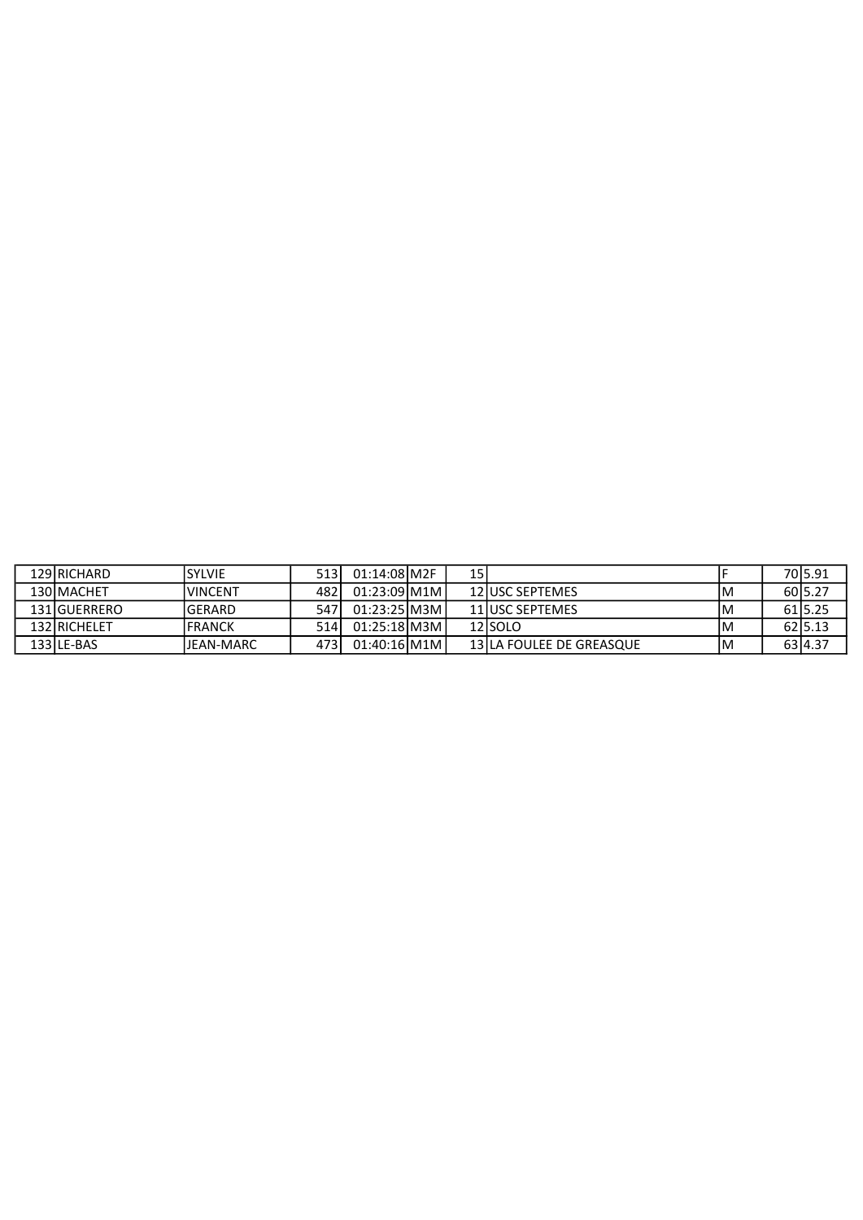| | | | | | | | | | | |
|---|---|---|---|---|---|---|---|---|---|---|
| 129 | RICHARD | SYLVIE | 513 | 01:14:08 | M2F | 15 | | F | 70 | 5.91 |
| 130 | MACHET | VINCENT | 482 | 01:23:09 | M1M | 12 | USC SEPTEMES | M | 60 | 5.27 |
| 131 | GUERRERO | GERARD | 547 | 01:23:25 | M3M | 11 | USC SEPTEMES | M | 61 | 5.25 |
| 132 | RICHELET | FRANCK | 514 | 01:25:18 | M3M | 12 | SOLO | M | 62 | 5.13 |
| 133 | LE-BAS | JEAN-MARC | 473 | 01:40:16 | M1M | 13 | LA FOULEE DE GREASQUE | M | 63 | 4.37 |